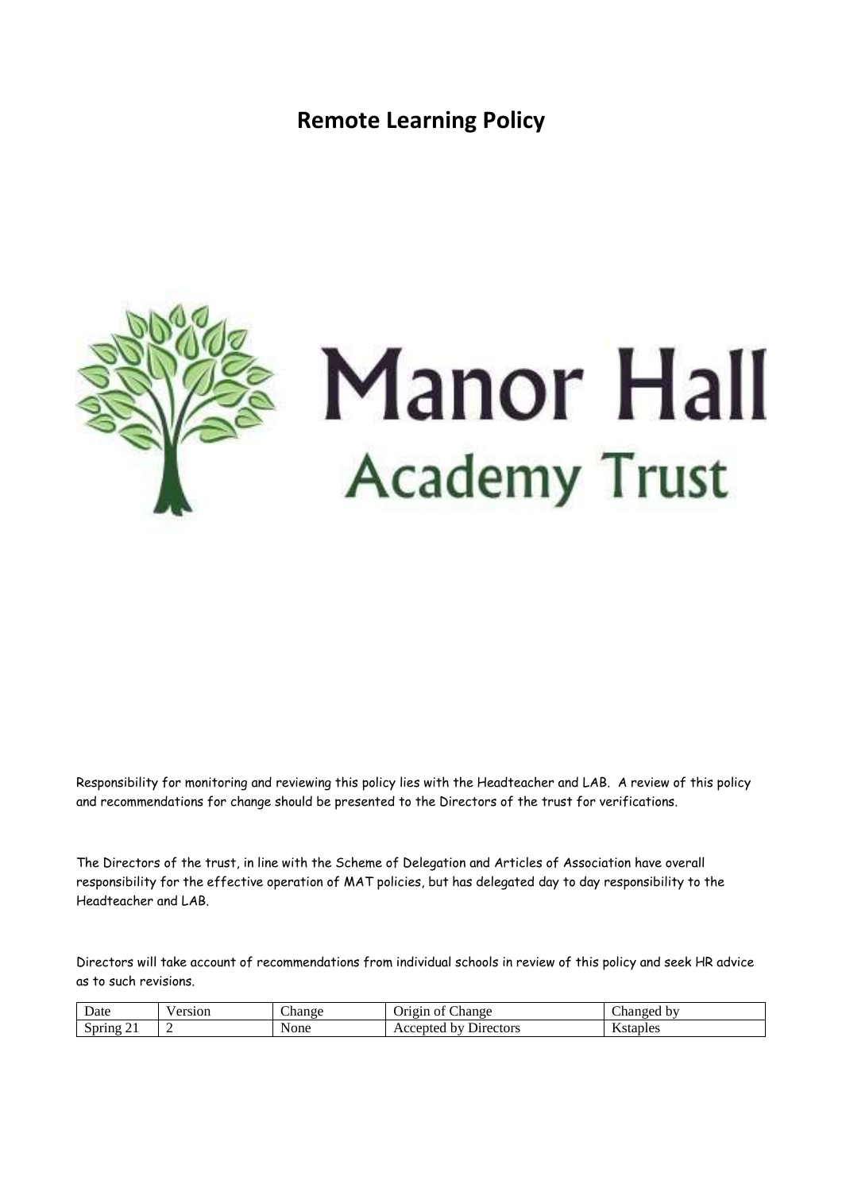# Remote Learning Policy

Manor Hall Academy Trust

Responsibility for monitoring and reviewing this policy lies with the Headteacher and LAB. A review of this policy and recommendations for change should be presented to the Directors of the trust for verifications.

The Directors of the trust, in line with the Scheme of Delegation and Articles of Association have overall responsibility for the effective operation of MAT policies, but has delegated day to day responsibility to the Headteacher and LAB.

Directors will take account of recommendations from individual schools in review of this policy and seek HR advice as to such revisions.

| Date | Version | Change | Origin of Change | Changed by |
| --- | --- | --- | --- | --- |
| Spring 21 | 2 | None | Accepted by Directors | Kstaples |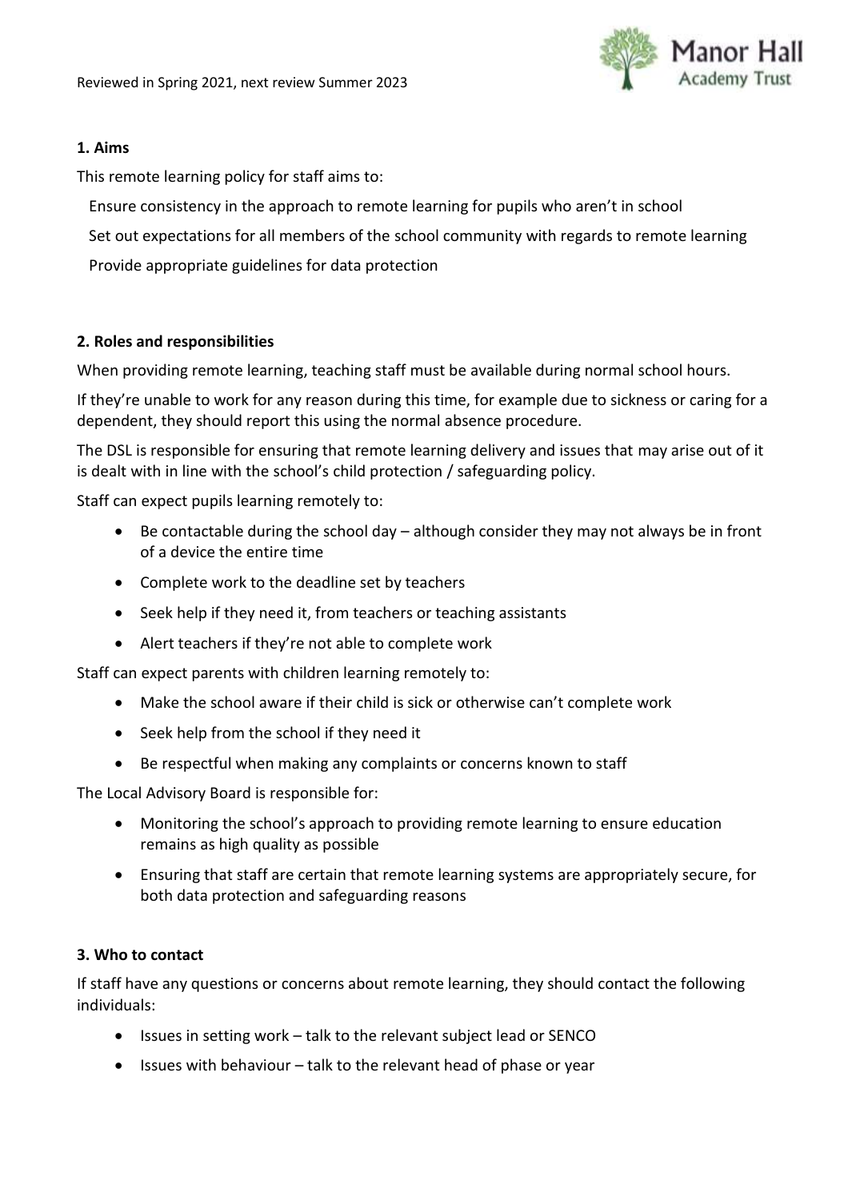## 1. Aims

This remote learning policy for staff aims to:

- Ensure consistency in the approach to remote learning for pupils who aren't in school
- Set out expectations for all members of the school community with regards to remote learning
- Provide appropriate guidelines for data protection

## 2. Roles and responsibilities

When providing remote learning, teaching staff must be available during normal school hours.

If they're unable to work for any reason during this time, for example due to sickness or caring for a dependent, they should report this using the normal absence procedure.

The DSL is responsible for ensuring that remote learning delivery and issues that may arise out of it is dealt with in line with the school's child protection / safeguarding policy.

Staff can expect pupils learning remotely to:

- Be contactable during the school day – although consider they may not always be in front of a device the entire time
- Complete work to the deadline set by teachers
- Seek help if they need it, from teachers or teaching assistants
- Alert teachers if they're not able to complete work

Staff can expect parents with children learning remotely to:

- Make the school aware if their child is sick or otherwise can't complete work
- Seek help from the school if they need it
- Be respectful when making any complaints or concerns known to staff

The Local Advisory Board is responsible for:

- Monitoring the school's approach to providing remote learning to ensure education remains as high quality as possible
- Ensuring that staff are certain that remote learning systems are appropriately secure, for both data protection and safeguarding reasons

## 3. Who to contact

If staff have any questions or concerns about remote learning, they should contact the following individuals:

- Issues in setting work – talk to the relevant subject lead or SENCO
- Issues with behaviour – talk to the relevant head of phase or year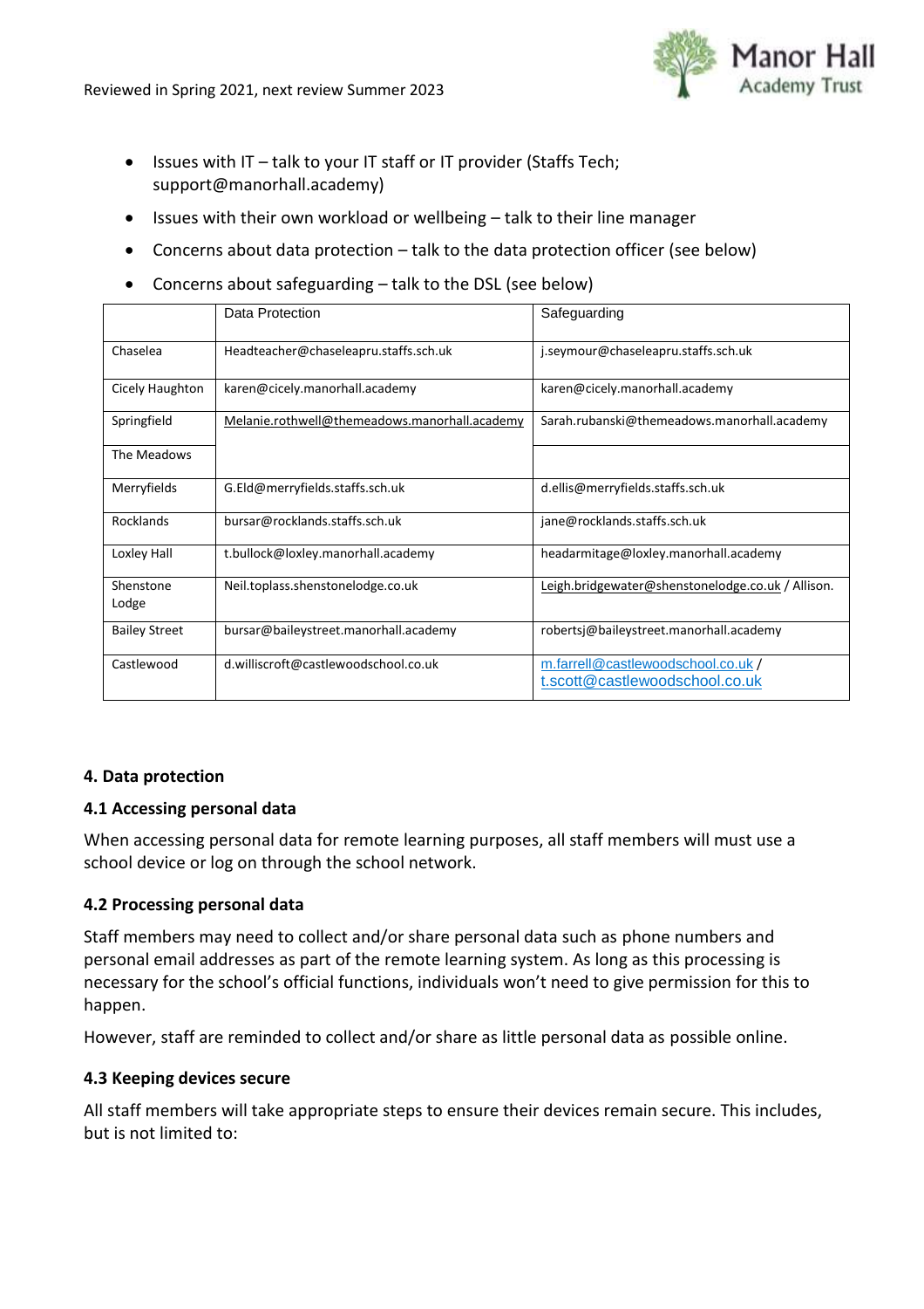- Issues with IT – talk to your IT staff or IT provider (Staffs Tech; support@manorhall.academy)
- Issues with their own workload or wellbeing – talk to their line manager
- Concerns about data protection – talk to the data protection officer (see below)
- Concerns about safeguarding – talk to the DSL (see below)

| | Data Protection | Safeguarding |
|---|---|---|
| Chaselea | Headteacher@chaseleapru.staffs.sch.uk | j.seymour@chaseleapru.staffs.sch.uk |
| Cicely Haughton | karen@cicely.manorhall.academy | karen@cicely.manorhall.academy |
| Springfield | Melanie.rothwell@themeadows.manorhall.academy | Sarah.rubanski@themeadows.manorhall.academy |
| The Meadows | | |
| Merryfields | G.Eld@merryfields.staffs.sch.uk | d.ellis@merryfields.staffs.sch.uk |
| Rocklands | bursar@rocklands.staffs.sch.uk | jane@rocklands.staffs.sch.uk |
| Loxley Hall | t.bullock@loxley.manorhall.academy | headarmitage@loxley.manorhall.academy |
| Shenstone Lodge | Neil.toplass.shenstonelodge.co.uk | Leigh.bridgewater@shenstonelodge.co.uk / Allison. |
| Bailey Street | bursar@baileystreet.manorhall.academy | robertsj@baileystreet.manorhall.academy |
| Castlewood | d.williscroft@castlewoodschool.co.uk | m.farrell@castlewoodschool.co.uk / t.scott@castlewoodschool.co.uk |

## 4. Data protection

### 4.1 Accessing personal data

When accessing personal data for remote learning purposes, all staff members will must use a school device or log on through the school network.

### 4.2 Processing personal data

Staff members may need to collect and/or share personal data such as phone numbers and personal email addresses as part of the remote learning system. As long as this processing is necessary for the school's official functions, individuals won't need to give permission for this to happen.

However, staff are reminded to collect and/or share as little personal data as possible online.

### 4.3 Keeping devices secure

All staff members will take appropriate steps to ensure their devices remain secure. This includes, but is not limited to: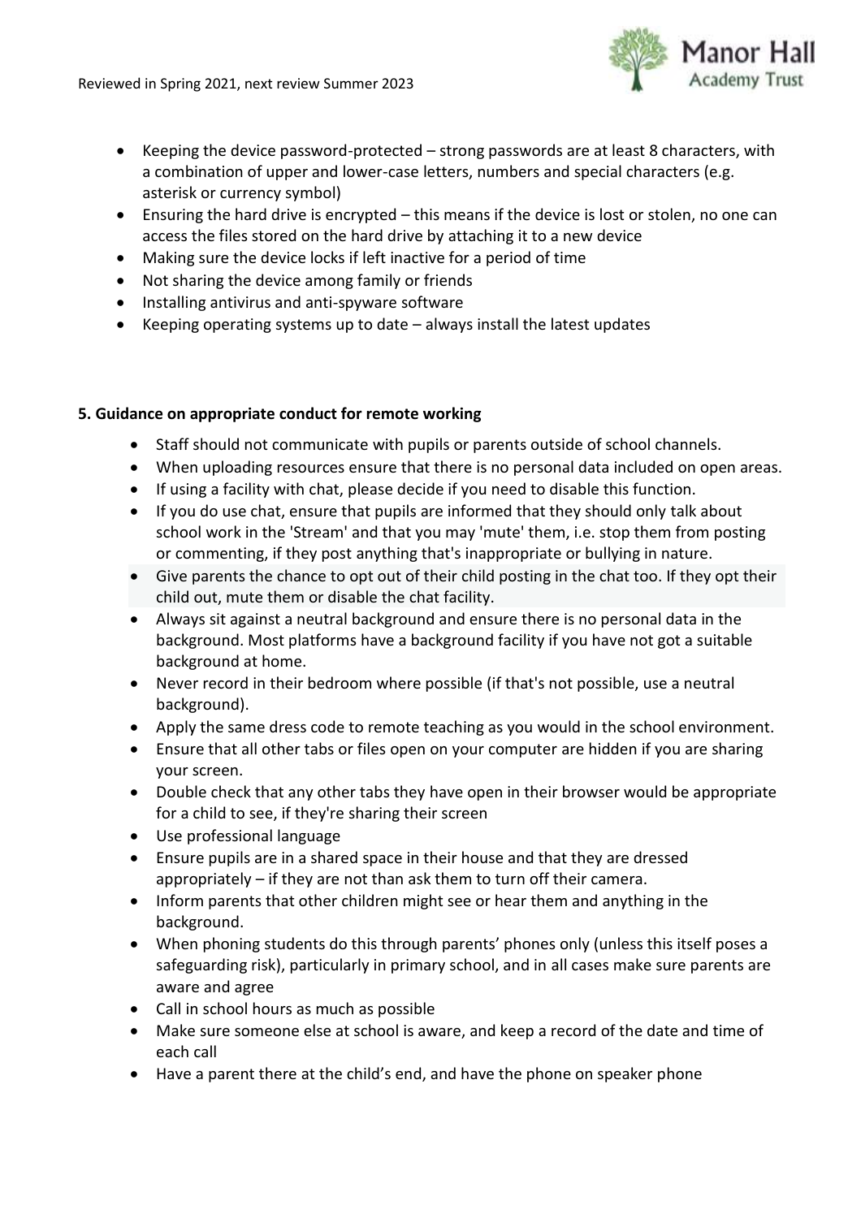- Keeping the device password-protected – strong passwords are at least 8 characters, with a combination of upper and lower-case letters, numbers and special characters (e.g. asterisk or currency symbol)
- Ensuring the hard drive is encrypted – this means if the device is lost or stolen, no one can access the files stored on the hard drive by attaching it to a new device
- Making sure the device locks if left inactive for a period of time
- Not sharing the device among family or friends
- Installing antivirus and anti-spyware software
- Keeping operating systems up to date – always install the latest updates

**5. Guidance on appropriate conduct for remote working**

- Staff should not communicate with pupils or parents outside of school channels.
- When uploading resources ensure that there is no personal data included on open areas.
- If using a facility with chat, please decide if you need to disable this function.
- If you do use chat, ensure that pupils are informed that they should only talk about school work in the 'Stream' and that you may 'mute' them, i.e. stop them from posting or commenting, if they post anything that's inappropriate or bullying in nature.
- Give parents the chance to opt out of their child posting in the chat too. If they opt their child out, mute them or disable the chat facility.
- Always sit against a neutral background and ensure there is no personal data in the background. Most platforms have a background facility if you have not got a suitable background at home.
- Never record in their bedroom where possible (if that's not possible, use a neutral background).
- Apply the same dress code to remote teaching as you would in the school environment.
- Ensure that all other tabs or files open on your computer are hidden if you are sharing your screen.
- Double check that any other tabs they have open in their browser would be appropriate for a child to see, if they're sharing their screen
- Use professional language
- Ensure pupils are in a shared space in their house and that they are dressed appropriately – if they are not than ask them to turn off their camera.
- Inform parents that other children might see or hear them and anything in the background.
- When phoning students do this through parents' phones only (unless this itself poses a safeguarding risk), particularly in primary school, and in all cases make sure parents are aware and agree
- Call in school hours as much as possible
- Make sure someone else at school is aware, and keep a record of the date and time of each call
- Have a parent there at the child's end, and have the phone on speaker phone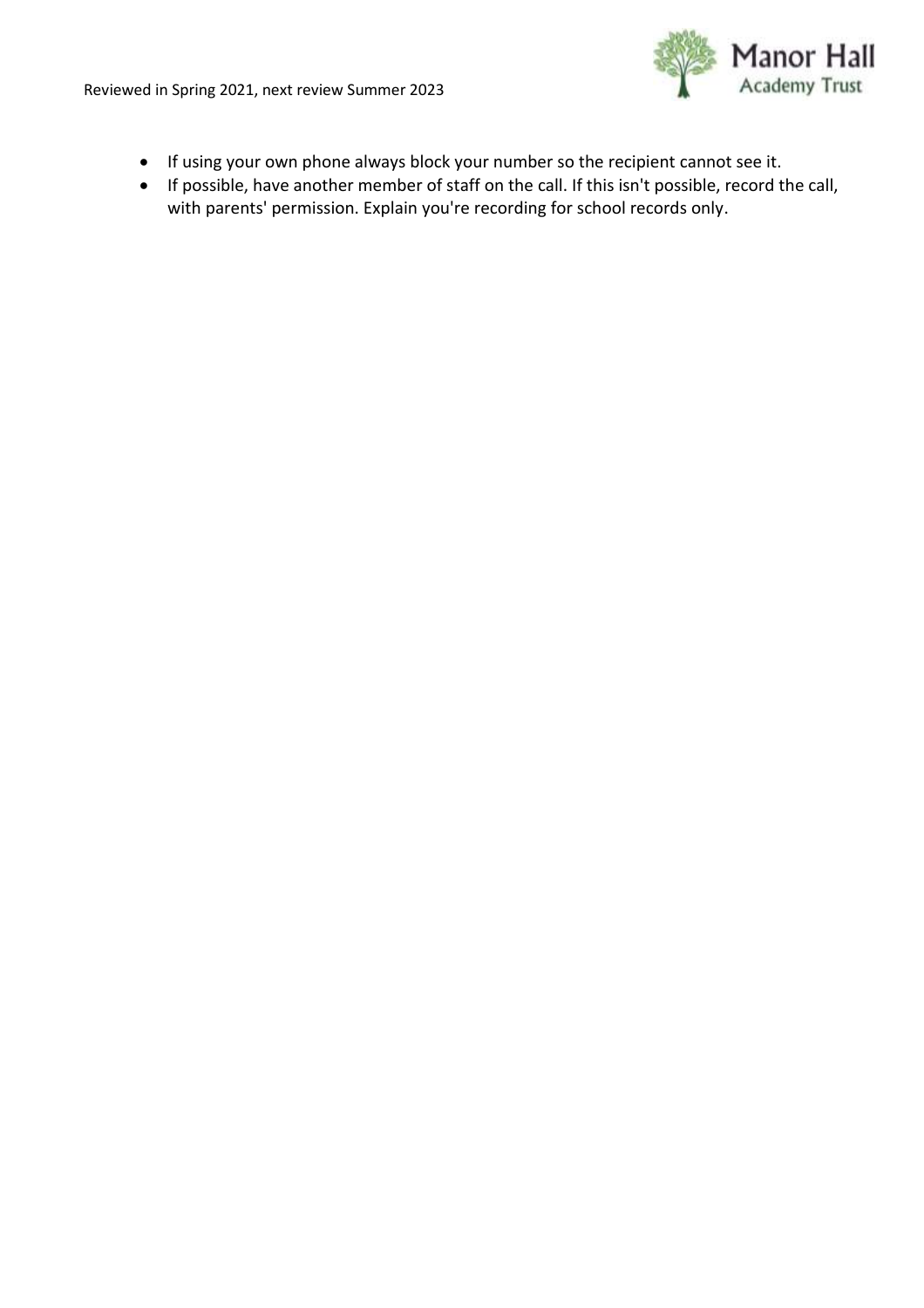- If using your own phone always block your number so the recipient cannot see it.
- If possible, have another member of staff on the call. If this isn't possible, record the call, with parents' permission. Explain you're recording for school records only.